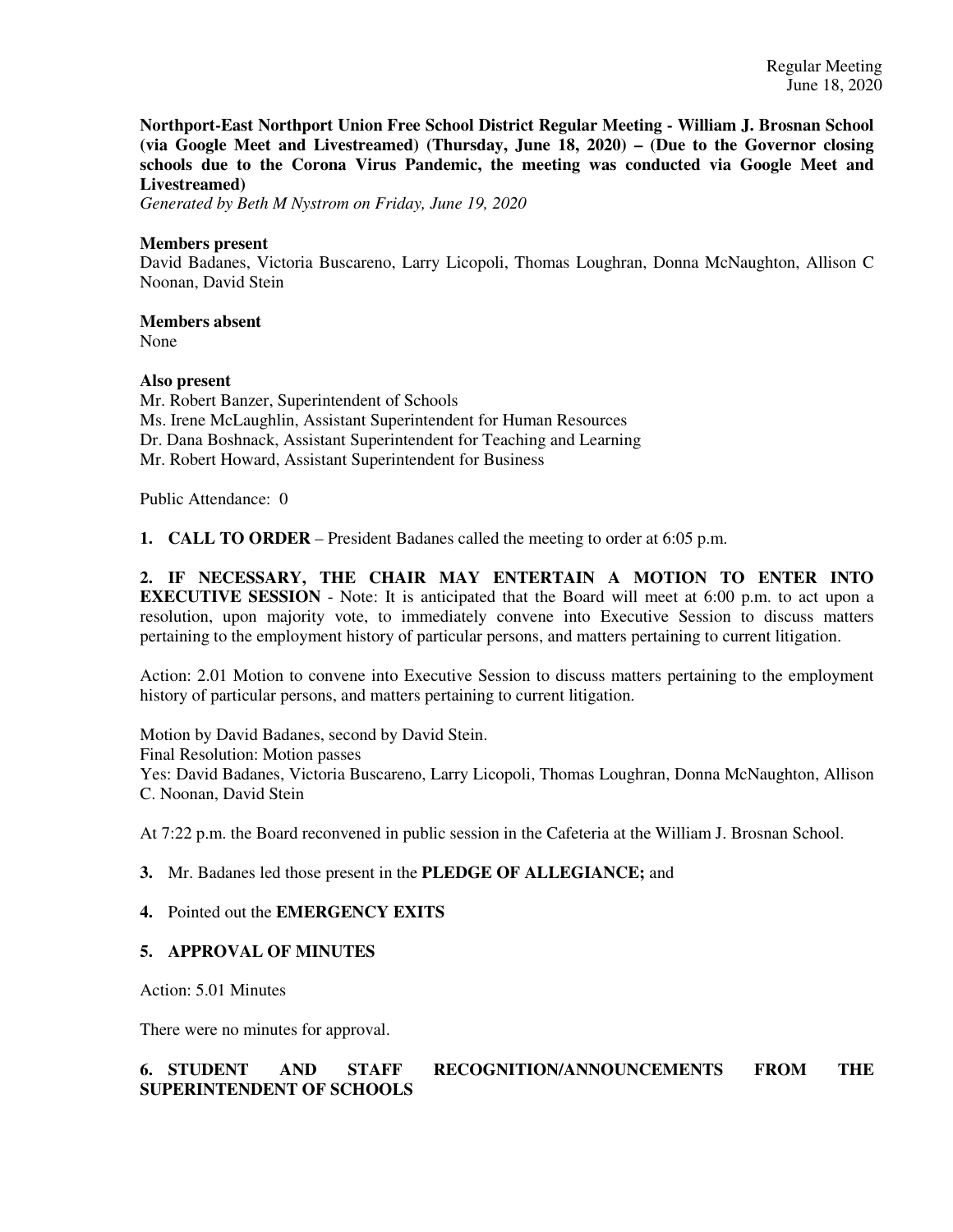**Northport-East Northport Union Free School District Regular Meeting - William J. Brosnan School (via Google Meet and Livestreamed) (Thursday, June 18, 2020) – (Due to the Governor closing schools due to the Corona Virus Pandemic, the meeting was conducted via Google Meet and Livestreamed)**

*Generated by Beth M Nystrom on Friday, June 19, 2020*

**Members present**

David Badanes, Victoria Buscareno, Larry Licopoli, Thomas Loughran, Donna McNaughton, Allison C Noonan, David Stein

**Members absent**

None

**Also present**

Mr. Robert Banzer, Superintendent of Schools
Ms. Irene McLaughlin, Assistant Superintendent for Human Resources
Dr. Dana Boshnack, Assistant Superintendent for Teaching and Learning
Mr. Robert Howard, Assistant Superintendent for Business

Public Attendance: 0

**1. CALL TO ORDER** – President Badanes called the meeting to order at 6:05 p.m.

**2. IF NECESSARY, THE CHAIR MAY ENTERTAIN A MOTION TO ENTER INTO EXECUTIVE SESSION** - Note: It is anticipated that the Board will meet at 6:00 p.m. to act upon a resolution, upon majority vote, to immediately convene into Executive Session to discuss matters pertaining to the employment history of particular persons, and matters pertaining to current litigation.

Action: 2.01 Motion to convene into Executive Session to discuss matters pertaining to the employment history of particular persons, and matters pertaining to current litigation.

Motion by David Badanes, second by David Stein.
Final Resolution: Motion passes
Yes: David Badanes, Victoria Buscareno, Larry Licopoli, Thomas Loughran, Donna McNaughton, Allison C. Noonan, David Stein

At 7:22 p.m. the Board reconvened in public session in the Cafeteria at the William J. Brosnan School.

**3.** Mr. Badanes led those present in the **PLEDGE OF ALLEGIANCE;** and

**4.** Pointed out the **EMERGENCY EXITS**

**5. APPROVAL OF MINUTES**

Action: 5.01 Minutes

There were no minutes for approval.

**6. STUDENT AND STAFF RECOGNITION/ANNOUNCEMENTS FROM THE SUPERINTENDENT OF SCHOOLS**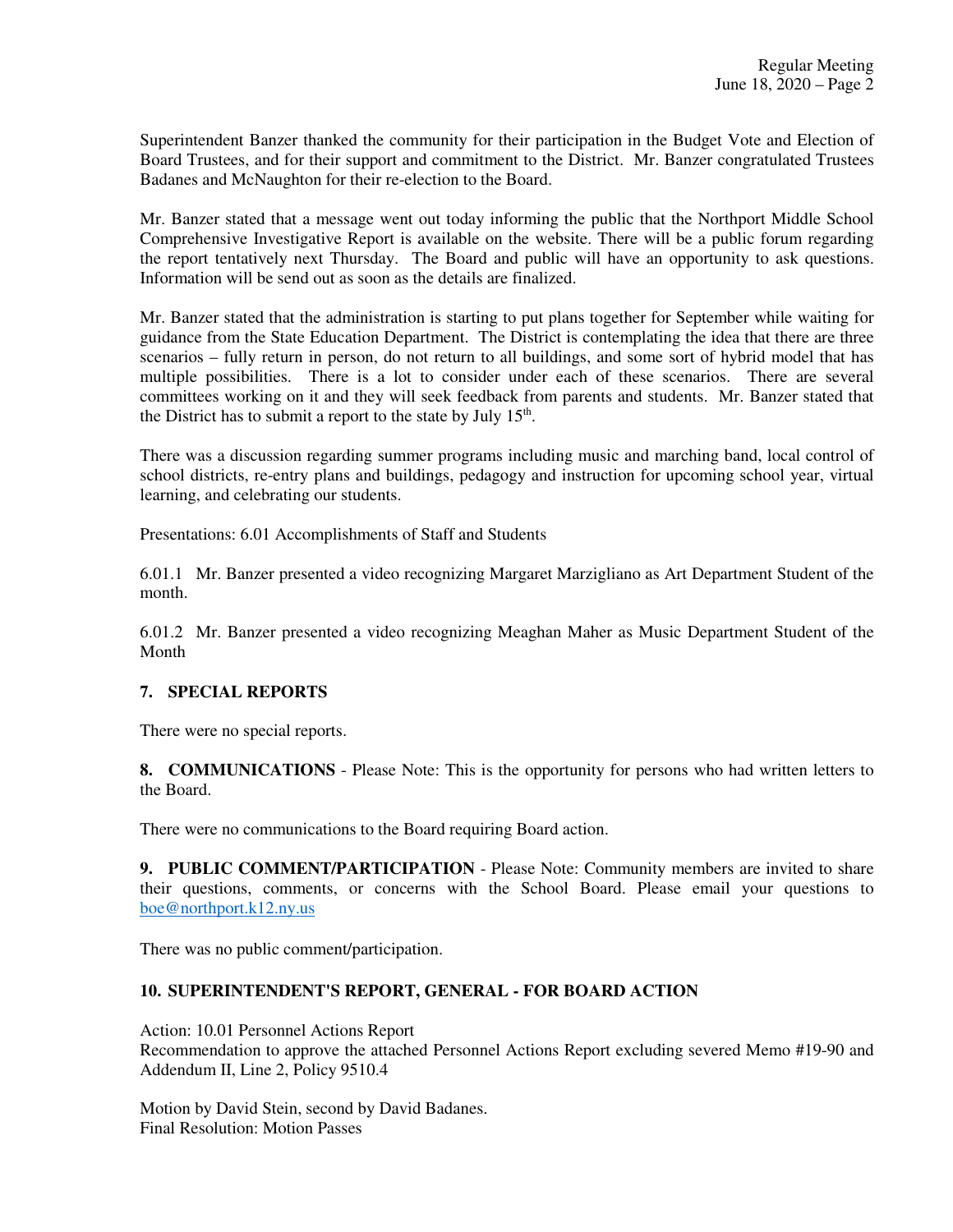Superintendent Banzer thanked the community for their participation in the Budget Vote and Election of Board Trustees, and for their support and commitment to the District. Mr. Banzer congratulated Trustees Badanes and McNaughton for their re-election to the Board.

Mr. Banzer stated that a message went out today informing the public that the Northport Middle School Comprehensive Investigative Report is available on the website. There will be a public forum regarding the report tentatively next Thursday. The Board and public will have an opportunity to ask questions. Information will be send out as soon as the details are finalized.

Mr. Banzer stated that the administration is starting to put plans together for September while waiting for guidance from the State Education Department. The District is contemplating the idea that there are three scenarios – fully return in person, do not return to all buildings, and some sort of hybrid model that has multiple possibilities. There is a lot to consider under each of these scenarios. There are several committees working on it and they will seek feedback from parents and students. Mr. Banzer stated that the District has to submit a report to the state by July 15th.

There was a discussion regarding summer programs including music and marching band, local control of school districts, re-entry plans and buildings, pedagogy and instruction for upcoming school year, virtual learning, and celebrating our students.

Presentations: 6.01 Accomplishments of Staff and Students

6.01.1 Mr. Banzer presented a video recognizing Margaret Marzigliano as Art Department Student of the month.

6.01.2 Mr. Banzer presented a video recognizing Meaghan Maher as Music Department Student of the Month

## 7. SPECIAL REPORTS

There were no special reports.

**8. COMMUNICATIONS** - Please Note: This is the opportunity for persons who had written letters to the Board.

There were no communications to the Board requiring Board action.

**9. PUBLIC COMMENT/PARTICIPATION** - Please Note: Community members are invited to share their questions, comments, or concerns with the School Board. Please email your questions to boe@northport.k12.ny.us

There was no public comment/participation.

## 10. SUPERINTENDENT'S REPORT, GENERAL - FOR BOARD ACTION

Action: 10.01 Personnel Actions Report
Recommendation to approve the attached Personnel Actions Report excluding severed Memo #19-90 and Addendum II, Line 2, Policy 9510.4

Motion by David Stein, second by David Badanes.
Final Resolution: Motion Passes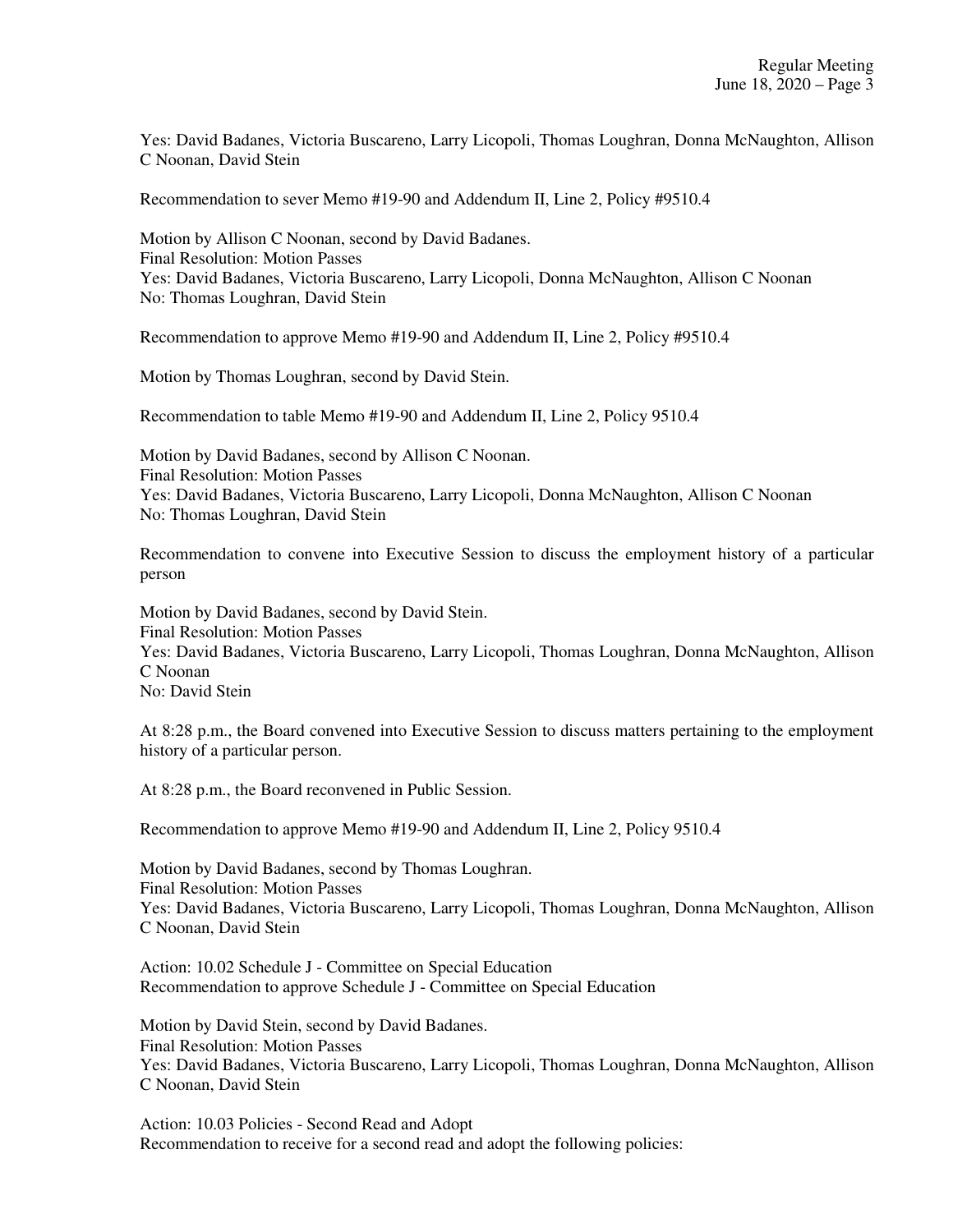Yes: David Badanes, Victoria Buscareno, Larry Licopoli, Thomas Loughran, Donna McNaughton, Allison C Noonan, David Stein

Recommendation to sever Memo #19-90 and Addendum II, Line 2, Policy #9510.4

Motion by Allison C Noonan, second by David Badanes.
Final Resolution: Motion Passes
Yes: David Badanes, Victoria Buscareno, Larry Licopoli, Donna McNaughton, Allison C Noonan
No: Thomas Loughran, David Stein

Recommendation to approve Memo #19-90 and Addendum II, Line 2, Policy #9510.4

Motion by Thomas Loughran, second by David Stein.

Recommendation to table Memo #19-90 and Addendum II, Line 2, Policy 9510.4

Motion by David Badanes, second by Allison C Noonan.
Final Resolution: Motion Passes
Yes: David Badanes, Victoria Buscareno, Larry Licopoli, Donna McNaughton, Allison C Noonan
No: Thomas Loughran, David Stein

Recommendation to convene into Executive Session to discuss the employment history of a particular person

Motion by David Badanes, second by David Stein.
Final Resolution: Motion Passes
Yes: David Badanes, Victoria Buscareno, Larry Licopoli, Thomas Loughran, Donna McNaughton, Allison C Noonan
No: David Stein

At 8:28 p.m., the Board convened into Executive Session to discuss matters pertaining to the employment history of a particular person.

At 8:28 p.m., the Board reconvened in Public Session.

Recommendation to approve Memo #19-90 and Addendum II, Line 2, Policy 9510.4

Motion by David Badanes, second by Thomas Loughran.
Final Resolution: Motion Passes
Yes: David Badanes, Victoria Buscareno, Larry Licopoli, Thomas Loughran, Donna McNaughton, Allison C Noonan, David Stein

Action: 10.02 Schedule J - Committee on Special Education
Recommendation to approve Schedule J - Committee on Special Education

Motion by David Stein, second by David Badanes.
Final Resolution: Motion Passes
Yes: David Badanes, Victoria Buscareno, Larry Licopoli, Thomas Loughran, Donna McNaughton, Allison C Noonan, David Stein

Action: 10.03 Policies - Second Read and Adopt
Recommendation to receive for a second read and adopt the following policies: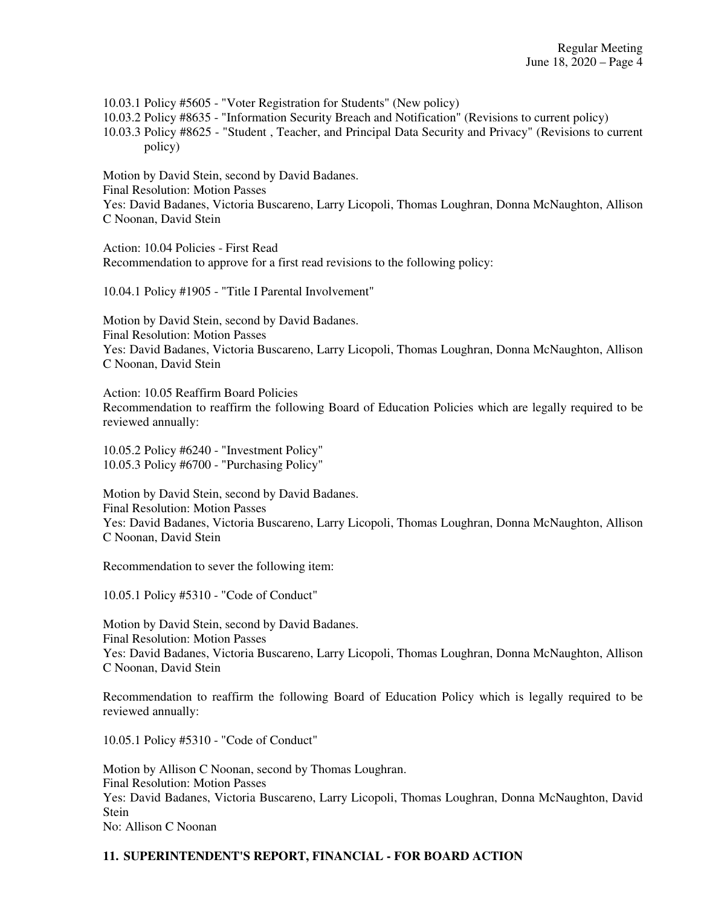10.03.1 Policy #5605 - "Voter Registration for Students" (New policy)
10.03.2 Policy #8635 - "Information Security Breach and Notification" (Revisions to current policy)
10.03.3 Policy #8625 - "Student , Teacher, and Principal Data Security and Privacy" (Revisions to current policy)

Motion by David Stein, second by David Badanes.
Final Resolution: Motion Passes
Yes: David Badanes, Victoria Buscareno, Larry Licopoli, Thomas Loughran, Donna McNaughton, Allison C Noonan, David Stein

Action: 10.04 Policies - First Read
Recommendation to approve for a first read revisions to the following policy:

10.04.1 Policy #1905 - "Title I Parental Involvement"

Motion by David Stein, second by David Badanes.
Final Resolution: Motion Passes
Yes: David Badanes, Victoria Buscareno, Larry Licopoli, Thomas Loughran, Donna McNaughton, Allison C Noonan, David Stein

Action: 10.05 Reaffirm Board Policies
Recommendation to reaffirm the following Board of Education Policies which are legally required to be reviewed annually:

10.05.2 Policy #6240 - "Investment Policy"
10.05.3 Policy #6700 - "Purchasing Policy"

Motion by David Stein, second by David Badanes.
Final Resolution: Motion Passes
Yes: David Badanes, Victoria Buscareno, Larry Licopoli, Thomas Loughran, Donna McNaughton, Allison C Noonan, David Stein

Recommendation to sever the following item:

10.05.1 Policy #5310 - "Code of Conduct"

Motion by David Stein, second by David Badanes.
Final Resolution: Motion Passes
Yes: David Badanes, Victoria Buscareno, Larry Licopoli, Thomas Loughran, Donna McNaughton, Allison C Noonan, David Stein

Recommendation to reaffirm the following Board of Education Policy which is legally required to be reviewed annually:

10.05.1 Policy #5310 - "Code of Conduct"

Motion by Allison C Noonan, second by Thomas Loughran.
Final Resolution: Motion Passes
Yes: David Badanes, Victoria Buscareno, Larry Licopoli, Thomas Loughran, Donna McNaughton, David Stein
No: Allison C Noonan

## 11. SUPERINTENDENT'S REPORT, FINANCIAL - FOR BOARD ACTION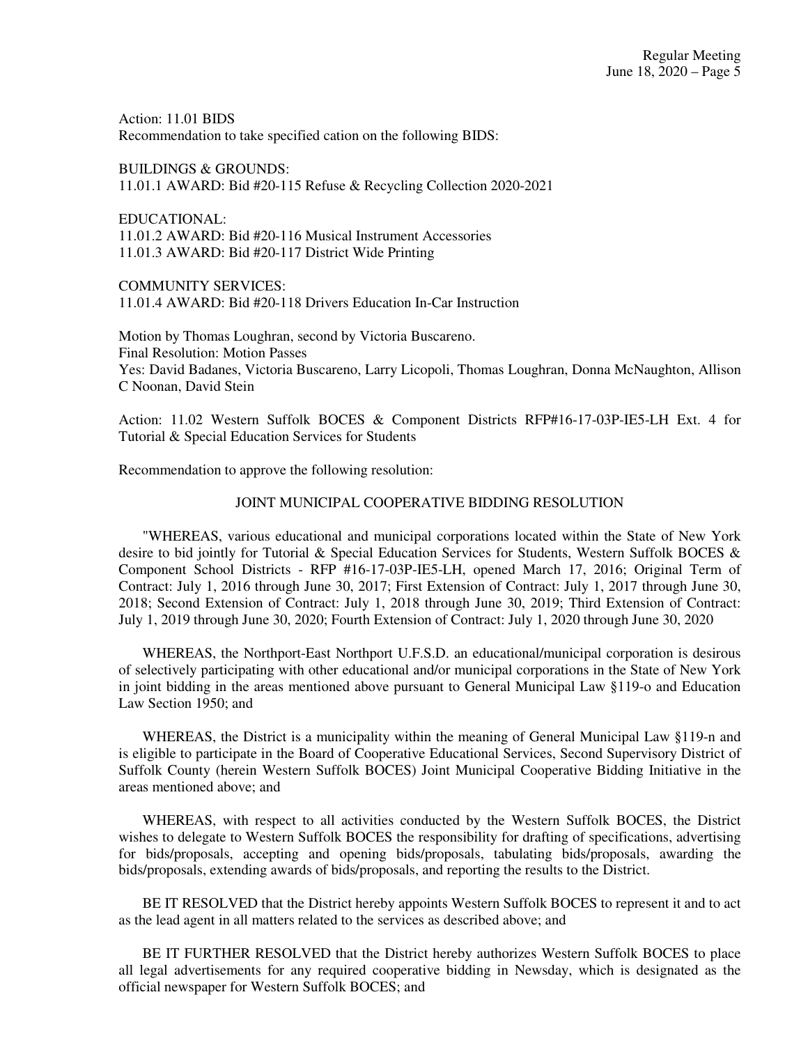Action: 11.01 BIDS
Recommendation to take specified cation on the following BIDS:

BUILDINGS & GROUNDS:
11.01.1 AWARD: Bid #20-115 Refuse & Recycling Collection 2020-2021

EDUCATIONAL:
11.01.2 AWARD: Bid #20-116 Musical Instrument Accessories
11.01.3 AWARD: Bid #20-117 District Wide Printing

COMMUNITY SERVICES:
11.01.4 AWARD: Bid #20-118 Drivers Education In-Car Instruction

Motion by Thomas Loughran, second by Victoria Buscareno.
Final Resolution: Motion Passes
Yes: David Badanes, Victoria Buscareno, Larry Licopoli, Thomas Loughran, Donna McNaughton, Allison C Noonan, David Stein

Action: 11.02 Western Suffolk BOCES & Component Districts RFP#16-17-03P-IE5-LH Ext. 4 for Tutorial & Special Education Services for Students

Recommendation to approve the following resolution:

JOINT MUNICIPAL COOPERATIVE BIDDING RESOLUTION

"WHEREAS, various educational and municipal corporations located within the State of New York desire to bid jointly for Tutorial & Special Education Services for Students, Western Suffolk BOCES & Component School Districts - RFP #16-17-03P-IE5-LH, opened March 17, 2016; Original Term of Contract: July 1, 2016 through June 30, 2017; First Extension of Contract: July 1, 2017 through June 30, 2018; Second Extension of Contract: July 1, 2018 through June 30, 2019; Third Extension of Contract: July 1, 2019 through June 30, 2020; Fourth Extension of Contract: July 1, 2020 through June 30, 2020

WHEREAS, the Northport-East Northport U.F.S.D. an educational/municipal corporation is desirous of selectively participating with other educational and/or municipal corporations in the State of New York in joint bidding in the areas mentioned above pursuant to General Municipal Law §119-o and Education Law Section 1950; and

WHEREAS, the District is a municipality within the meaning of General Municipal Law §119-n and is eligible to participate in the Board of Cooperative Educational Services, Second Supervisory District of Suffolk County (herein Western Suffolk BOCES) Joint Municipal Cooperative Bidding Initiative in the areas mentioned above; and

WHEREAS, with respect to all activities conducted by the Western Suffolk BOCES, the District wishes to delegate to Western Suffolk BOCES the responsibility for drafting of specifications, advertising for bids/proposals, accepting and opening bids/proposals, tabulating bids/proposals, awarding the bids/proposals, extending awards of bids/proposals, and reporting the results to the District.

BE IT RESOLVED that the District hereby appoints Western Suffolk BOCES to represent it and to act as the lead agent in all matters related to the services as described above; and

BE IT FURTHER RESOLVED that the District hereby authorizes Western Suffolk BOCES to place all legal advertisements for any required cooperative bidding in Newsday, which is designated as the official newspaper for Western Suffolk BOCES; and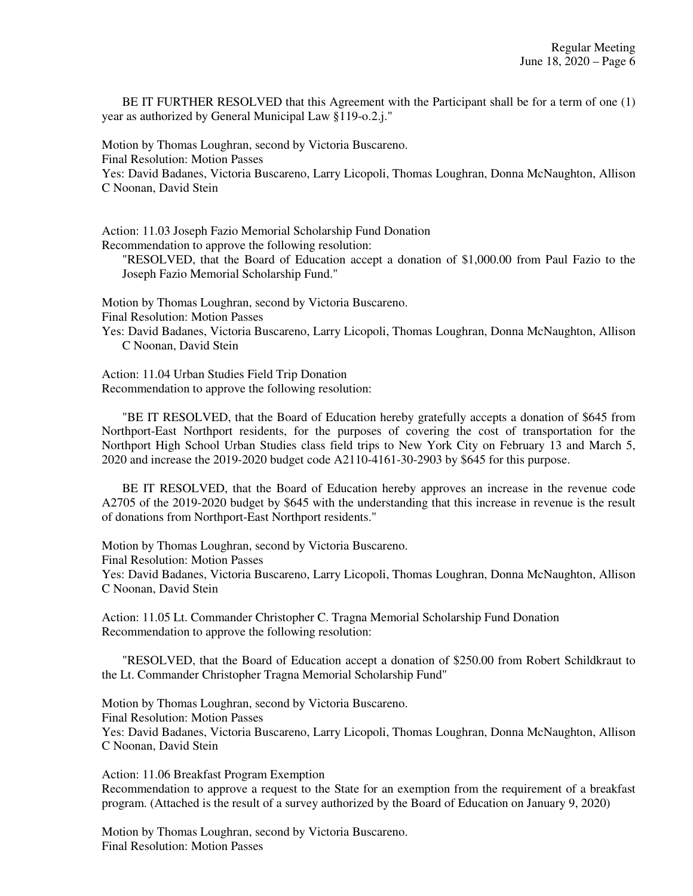BE IT FURTHER RESOLVED that this Agreement with the Participant shall be for a term of one (1) year as authorized by General Municipal Law §119-o.2.j."

Motion by Thomas Loughran, second by Victoria Buscareno.
Final Resolution: Motion Passes
Yes: David Badanes, Victoria Buscareno, Larry Licopoli, Thomas Loughran, Donna McNaughton, Allison C Noonan, David Stein

Action: 11.03 Joseph Fazio Memorial Scholarship Fund Donation
Recommendation to approve the following resolution:

"RESOLVED, that the Board of Education accept a donation of $1,000.00 from Paul Fazio to the Joseph Fazio Memorial Scholarship Fund."

Motion by Thomas Loughran, second by Victoria Buscareno.
Final Resolution: Motion Passes
Yes: David Badanes, Victoria Buscareno, Larry Licopoli, Thomas Loughran, Donna McNaughton, Allison C Noonan, David Stein

Action: 11.04 Urban Studies Field Trip Donation
Recommendation to approve the following resolution:

"BE IT RESOLVED, that the Board of Education hereby gratefully accepts a donation of $645 from Northport-East Northport residents, for the purposes of covering the cost of transportation for the Northport High School Urban Studies class field trips to New York City on February 13 and March 5, 2020 and increase the 2019-2020 budget code A2110-4161-30-2903 by $645 for this purpose.

BE IT RESOLVED, that the Board of Education hereby approves an increase in the revenue code A2705 of the 2019-2020 budget by $645 with the understanding that this increase in revenue is the result of donations from Northport-East Northport residents."

Motion by Thomas Loughran, second by Victoria Buscareno.
Final Resolution: Motion Passes
Yes: David Badanes, Victoria Buscareno, Larry Licopoli, Thomas Loughran, Donna McNaughton, Allison C Noonan, David Stein

Action: 11.05 Lt. Commander Christopher C. Tragna Memorial Scholarship Fund Donation
Recommendation to approve the following resolution:

"RESOLVED, that the Board of Education accept a donation of $250.00 from Robert Schildkraut to the Lt. Commander Christopher Tragna Memorial Scholarship Fund"

Motion by Thomas Loughran, second by Victoria Buscareno.
Final Resolution: Motion Passes
Yes: David Badanes, Victoria Buscareno, Larry Licopoli, Thomas Loughran, Donna McNaughton, Allison C Noonan, David Stein

Action: 11.06 Breakfast Program Exemption
Recommendation to approve a request to the State for an exemption from the requirement of a breakfast program. (Attached is the result of a survey authorized by the Board of Education on January 9, 2020)

Motion by Thomas Loughran, second by Victoria Buscareno.
Final Resolution: Motion Passes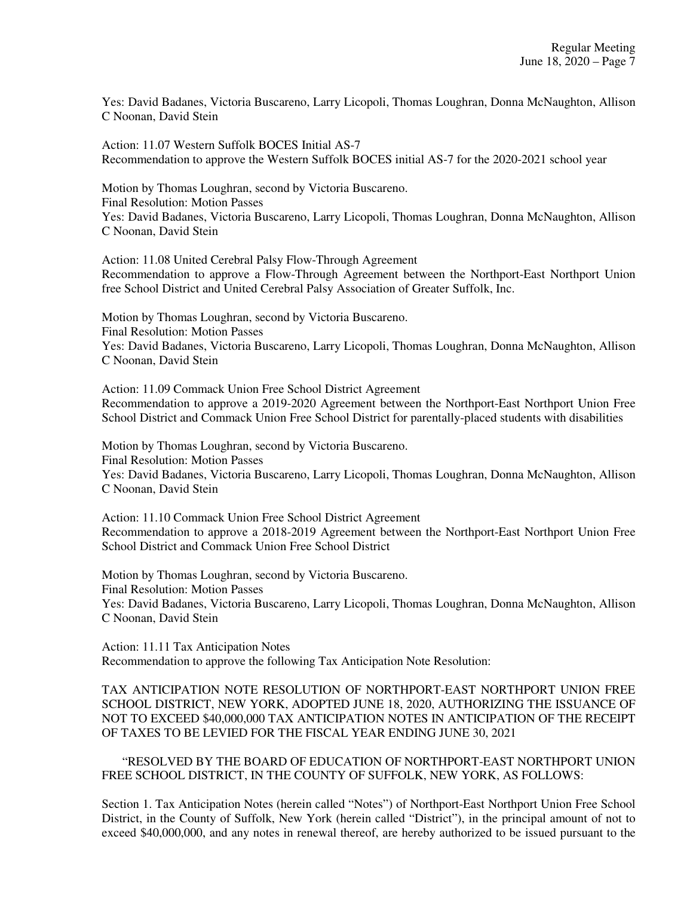Yes: David Badanes, Victoria Buscareno, Larry Licopoli, Thomas Loughran, Donna McNaughton, Allison C Noonan, David Stein

Action: 11.07 Western Suffolk BOCES Initial AS-7
Recommendation to approve the Western Suffolk BOCES initial AS-7 for the 2020-2021 school year

Motion by Thomas Loughran, second by Victoria Buscareno.
Final Resolution: Motion Passes
Yes: David Badanes, Victoria Buscareno, Larry Licopoli, Thomas Loughran, Donna McNaughton, Allison C Noonan, David Stein

Action: 11.08 United Cerebral Palsy Flow-Through Agreement
Recommendation to approve a Flow-Through Agreement between the Northport-East Northport Union free School District and United Cerebral Palsy Association of Greater Suffolk, Inc.

Motion by Thomas Loughran, second by Victoria Buscareno.
Final Resolution: Motion Passes
Yes: David Badanes, Victoria Buscareno, Larry Licopoli, Thomas Loughran, Donna McNaughton, Allison C Noonan, David Stein

Action: 11.09 Commack Union Free School District Agreement
Recommendation to approve a 2019-2020 Agreement between the Northport-East Northport Union Free School District and Commack Union Free School District for parentally-placed students with disabilities

Motion by Thomas Loughran, second by Victoria Buscareno.
Final Resolution: Motion Passes
Yes: David Badanes, Victoria Buscareno, Larry Licopoli, Thomas Loughran, Donna McNaughton, Allison C Noonan, David Stein

Action: 11.10 Commack Union Free School District Agreement
Recommendation to approve a 2018-2019 Agreement between the Northport-East Northport Union Free School District and Commack Union Free School District

Motion by Thomas Loughran, second by Victoria Buscareno.
Final Resolution: Motion Passes
Yes: David Badanes, Victoria Buscareno, Larry Licopoli, Thomas Loughran, Donna McNaughton, Allison C Noonan, David Stein

Action: 11.11 Tax Anticipation Notes
Recommendation to approve the following Tax Anticipation Note Resolution:

TAX ANTICIPATION NOTE RESOLUTION OF NORTHPORT-EAST NORTHPORT UNION FREE SCHOOL DISTRICT, NEW YORK, ADOPTED JUNE 18, 2020, AUTHORIZING THE ISSUANCE OF NOT TO EXCEED $40,000,000 TAX ANTICIPATION NOTES IN ANTICIPATION OF THE RECEIPT OF TAXES TO BE LEVIED FOR THE FISCAL YEAR ENDING JUNE 30, 2021

"RESOLVED BY THE BOARD OF EDUCATION OF NORTHPORT-EAST NORTHPORT UNION FREE SCHOOL DISTRICT, IN THE COUNTY OF SUFFOLK, NEW YORK, AS FOLLOWS:

Section 1. Tax Anticipation Notes (herein called "Notes") of Northport-East Northport Union Free School District, in the County of Suffolk, New York (herein called "District"), in the principal amount of not to exceed $40,000,000, and any notes in renewal thereof, are hereby authorized to be issued pursuant to the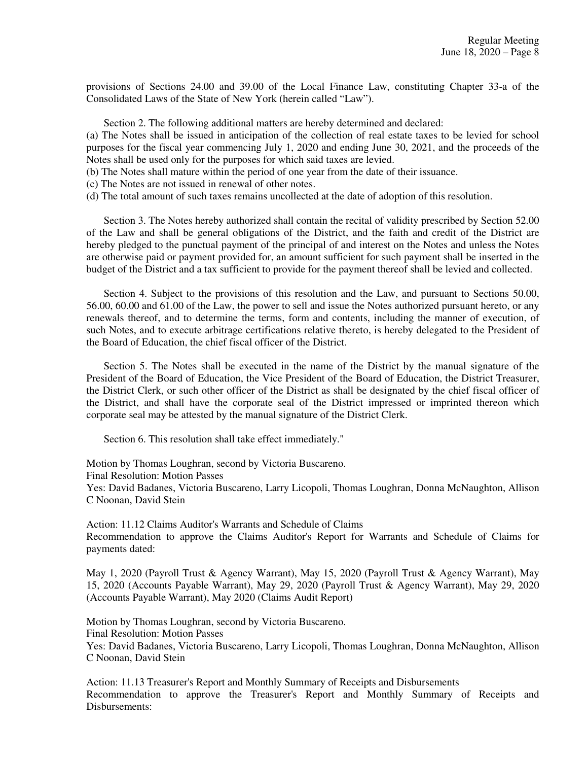provisions of Sections 24.00 and 39.00 of the Local Finance Law, constituting Chapter 33-a of the Consolidated Laws of the State of New York (herein called "Law").

Section 2. The following additional matters are hereby determined and declared:
(a) The Notes shall be issued in anticipation of the collection of real estate taxes to be levied for school purposes for the fiscal year commencing July 1, 2020 and ending June 30, 2021, and the proceeds of the Notes shall be used only for the purposes for which said taxes are levied.
(b) The Notes shall mature within the period of one year from the date of their issuance.
(c) The Notes are not issued in renewal of other notes.
(d) The total amount of such taxes remains uncollected at the date of adoption of this resolution.

Section 3. The Notes hereby authorized shall contain the recital of validity prescribed by Section 52.00 of the Law and shall be general obligations of the District, and the faith and credit of the District are hereby pledged to the punctual payment of the principal of and interest on the Notes and unless the Notes are otherwise paid or payment provided for, an amount sufficient for such payment shall be inserted in the budget of the District and a tax sufficient to provide for the payment thereof shall be levied and collected.

Section 4. Subject to the provisions of this resolution and the Law, and pursuant to Sections 50.00, 56.00, 60.00 and 61.00 of the Law, the power to sell and issue the Notes authorized pursuant hereto, or any renewals thereof, and to determine the terms, form and contents, including the manner of execution, of such Notes, and to execute arbitrage certifications relative thereto, is hereby delegated to the President of the Board of Education, the chief fiscal officer of the District.

Section 5. The Notes shall be executed in the name of the District by the manual signature of the President of the Board of Education, the Vice President of the Board of Education, the District Treasurer, the District Clerk, or such other officer of the District as shall be designated by the chief fiscal officer of the District, and shall have the corporate seal of the District impressed or imprinted thereon which corporate seal may be attested by the manual signature of the District Clerk.

Section 6. This resolution shall take effect immediately."

Motion by Thomas Loughran, second by Victoria Buscareno.
Final Resolution: Motion Passes
Yes: David Badanes, Victoria Buscareno, Larry Licopoli, Thomas Loughran, Donna McNaughton, Allison C Noonan, David Stein

Action: 11.12 Claims Auditor's Warrants and Schedule of Claims
Recommendation to approve the Claims Auditor's Report for Warrants and Schedule of Claims for payments dated:

May 1, 2020 (Payroll Trust & Agency Warrant), May 15, 2020 (Payroll Trust & Agency Warrant), May 15, 2020 (Accounts Payable Warrant), May 29, 2020 (Payroll Trust & Agency Warrant), May 29, 2020 (Accounts Payable Warrant), May 2020 (Claims Audit Report)

Motion by Thomas Loughran, second by Victoria Buscareno.
Final Resolution: Motion Passes
Yes: David Badanes, Victoria Buscareno, Larry Licopoli, Thomas Loughran, Donna McNaughton, Allison C Noonan, David Stein

Action: 11.13 Treasurer's Report and Monthly Summary of Receipts and Disbursements
Recommendation to approve the Treasurer's Report and Monthly Summary of Receipts and Disbursements: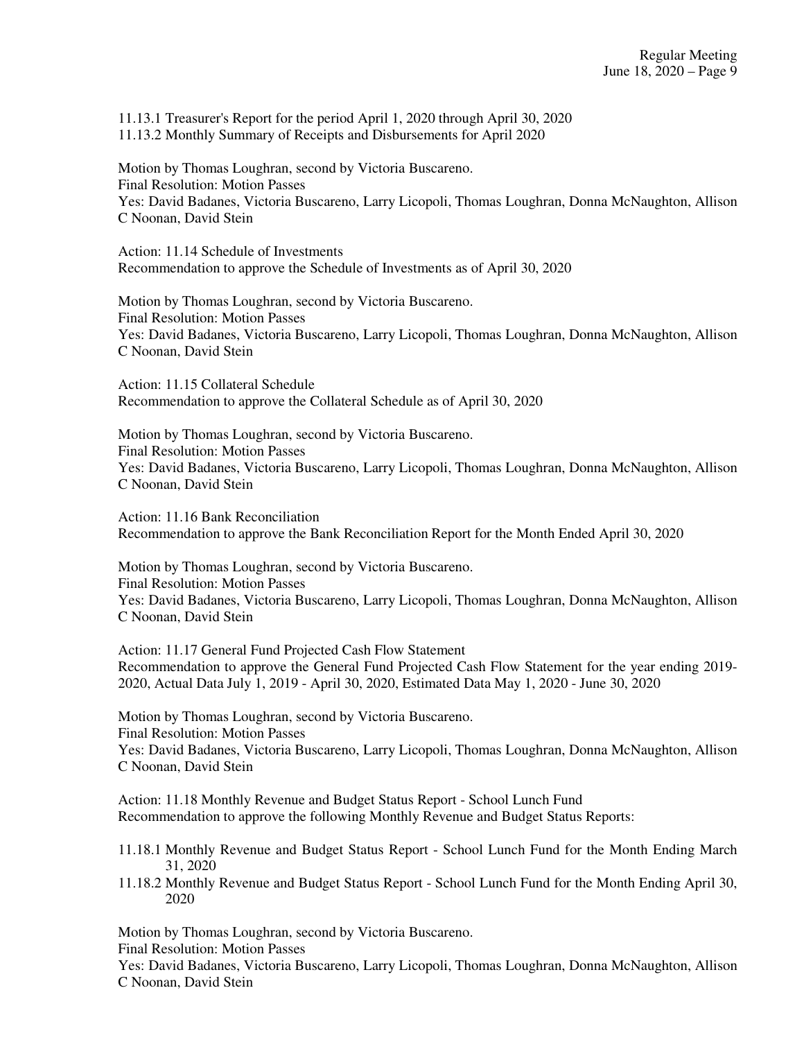11.13.1 Treasurer's Report for the period April 1, 2020 through April 30, 2020
11.13.2 Monthly Summary of Receipts and Disbursements for April 2020

Motion by Thomas Loughran, second by Victoria Buscareno.
Final Resolution: Motion Passes
Yes: David Badanes, Victoria Buscareno, Larry Licopoli, Thomas Loughran, Donna McNaughton, Allison C Noonan, David Stein

Action: 11.14 Schedule of Investments
Recommendation to approve the Schedule of Investments as of April 30, 2020

Motion by Thomas Loughran, second by Victoria Buscareno.
Final Resolution: Motion Passes
Yes: David Badanes, Victoria Buscareno, Larry Licopoli, Thomas Loughran, Donna McNaughton, Allison C Noonan, David Stein

Action: 11.15 Collateral Schedule
Recommendation to approve the Collateral Schedule as of April 30, 2020

Motion by Thomas Loughran, second by Victoria Buscareno.
Final Resolution: Motion Passes
Yes: David Badanes, Victoria Buscareno, Larry Licopoli, Thomas Loughran, Donna McNaughton, Allison C Noonan, David Stein

Action: 11.16 Bank Reconciliation
Recommendation to approve the Bank Reconciliation Report for the Month Ended April 30, 2020

Motion by Thomas Loughran, second by Victoria Buscareno.
Final Resolution: Motion Passes
Yes: David Badanes, Victoria Buscareno, Larry Licopoli, Thomas Loughran, Donna McNaughton, Allison C Noonan, David Stein

Action: 11.17 General Fund Projected Cash Flow Statement
Recommendation to approve the General Fund Projected Cash Flow Statement for the year ending 2019-2020, Actual Data July 1, 2019 - April 30, 2020, Estimated Data May 1, 2020 - June 30, 2020

Motion by Thomas Loughran, second by Victoria Buscareno.
Final Resolution: Motion Passes
Yes: David Badanes, Victoria Buscareno, Larry Licopoli, Thomas Loughran, Donna McNaughton, Allison C Noonan, David Stein

Action: 11.18 Monthly Revenue and Budget Status Report - School Lunch Fund
Recommendation to approve the following Monthly Revenue and Budget Status Reports:

11.18.1 Monthly Revenue and Budget Status Report - School Lunch Fund for the Month Ending March 31, 2020
11.18.2 Monthly Revenue and Budget Status Report - School Lunch Fund for the Month Ending April 30, 2020

Motion by Thomas Loughran, second by Victoria Buscareno.
Final Resolution: Motion Passes
Yes: David Badanes, Victoria Buscareno, Larry Licopoli, Thomas Loughran, Donna McNaughton, Allison C Noonan, David Stein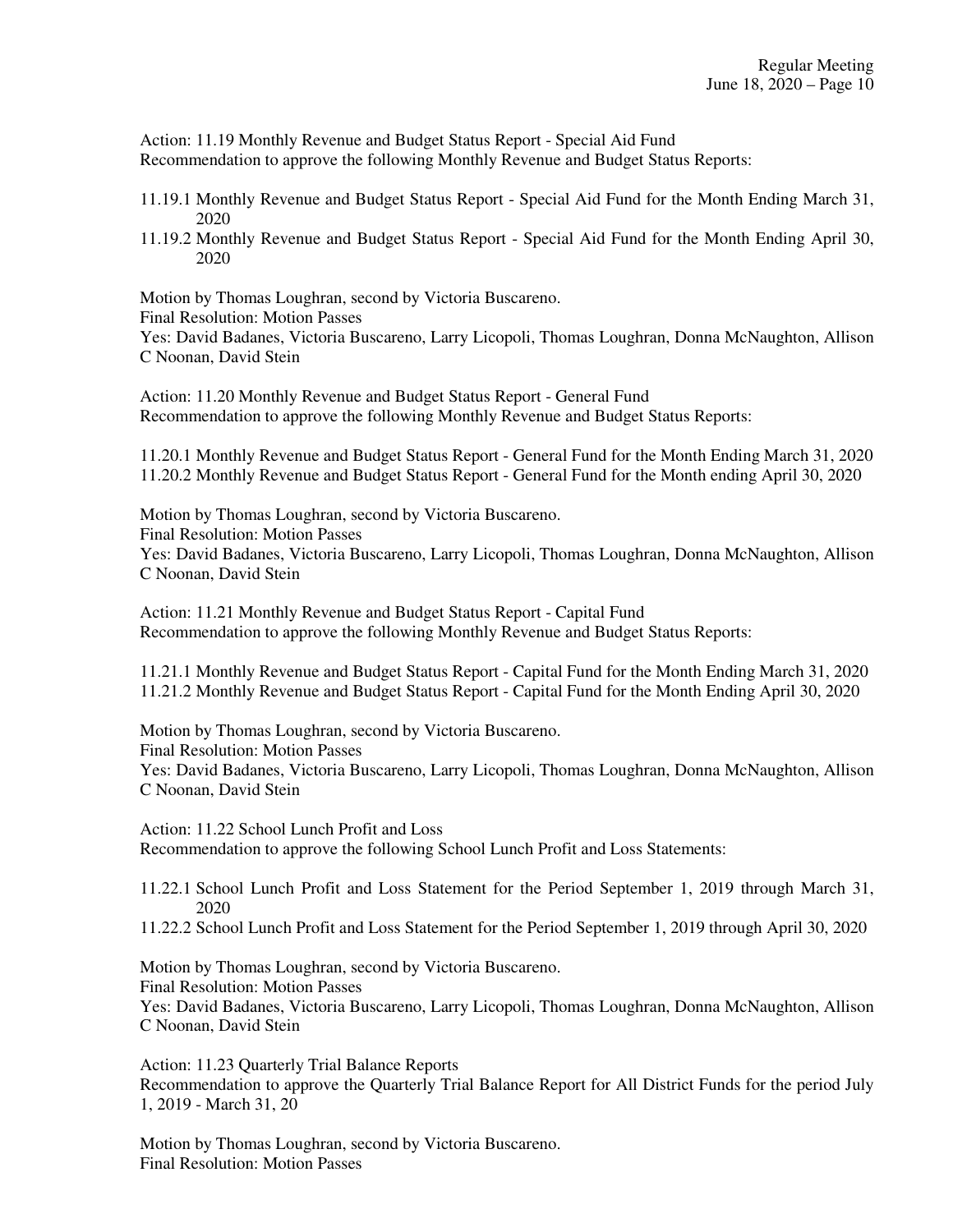Action: 11.19 Monthly Revenue and Budget Status Report - Special Aid Fund
Recommendation to approve the following Monthly Revenue and Budget Status Reports:

11.19.1 Monthly Revenue and Budget Status Report - Special Aid Fund for the Month Ending March 31, 2020
11.19.2 Monthly Revenue and Budget Status Report - Special Aid Fund for the Month Ending April 30, 2020

Motion by Thomas Loughran, second by Victoria Buscareno.
Final Resolution: Motion Passes
Yes: David Badanes, Victoria Buscareno, Larry Licopoli, Thomas Loughran, Donna McNaughton, Allison C Noonan, David Stein

Action: 11.20 Monthly Revenue and Budget Status Report - General Fund
Recommendation to approve the following Monthly Revenue and Budget Status Reports:

11.20.1 Monthly Revenue and Budget Status Report - General Fund for the Month Ending March 31, 2020
11.20.2 Monthly Revenue and Budget Status Report - General Fund for the Month ending April 30, 2020

Motion by Thomas Loughran, second by Victoria Buscareno.
Final Resolution: Motion Passes
Yes: David Badanes, Victoria Buscareno, Larry Licopoli, Thomas Loughran, Donna McNaughton, Allison C Noonan, David Stein

Action: 11.21 Monthly Revenue and Budget Status Report - Capital Fund
Recommendation to approve the following Monthly Revenue and Budget Status Reports:

11.21.1 Monthly Revenue and Budget Status Report - Capital Fund for the Month Ending March 31, 2020
11.21.2 Monthly Revenue and Budget Status Report - Capital Fund for the Month Ending April 30, 2020

Motion by Thomas Loughran, second by Victoria Buscareno.
Final Resolution: Motion Passes
Yes: David Badanes, Victoria Buscareno, Larry Licopoli, Thomas Loughran, Donna McNaughton, Allison C Noonan, David Stein

Action: 11.22 School Lunch Profit and Loss
Recommendation to approve the following School Lunch Profit and Loss Statements:

11.22.1 School Lunch Profit and Loss Statement for the Period September 1, 2019 through March 31, 2020
11.22.2 School Lunch Profit and Loss Statement for the Period September 1, 2019 through April 30, 2020

Motion by Thomas Loughran, second by Victoria Buscareno.
Final Resolution: Motion Passes
Yes: David Badanes, Victoria Buscareno, Larry Licopoli, Thomas Loughran, Donna McNaughton, Allison C Noonan, David Stein

Action: 11.23 Quarterly Trial Balance Reports
Recommendation to approve the Quarterly Trial Balance Report for All District Funds for the period July 1, 2019 - March 31, 20

Motion by Thomas Loughran, second by Victoria Buscareno.
Final Resolution: Motion Passes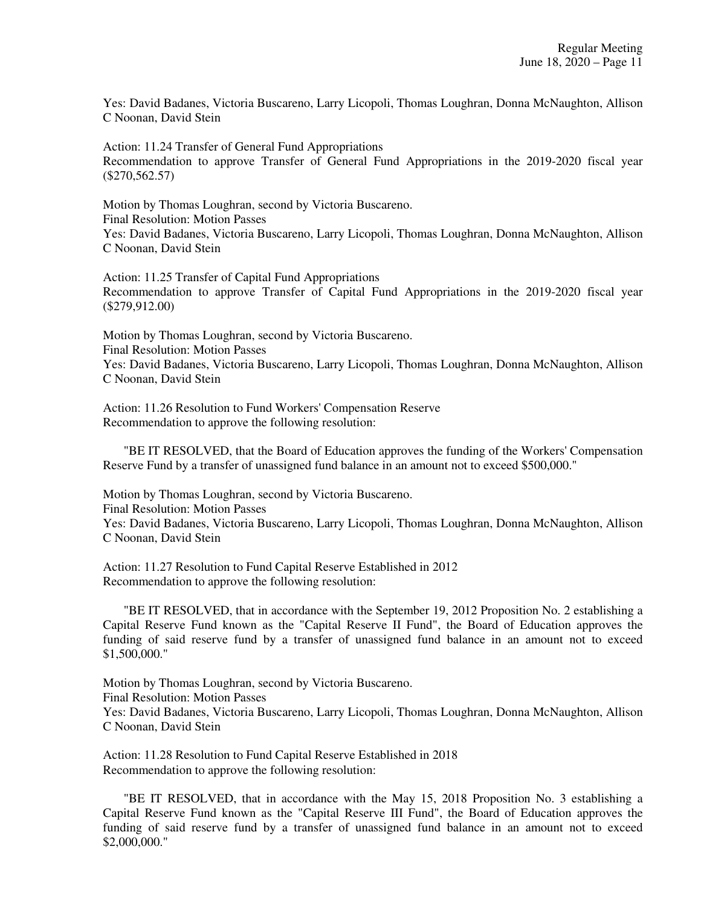Yes: David Badanes, Victoria Buscareno, Larry Licopoli, Thomas Loughran, Donna McNaughton, Allison C Noonan, David Stein

Action: 11.24 Transfer of General Fund Appropriations
Recommendation to approve Transfer of General Fund Appropriations in the 2019-2020 fiscal year ($270,562.57)

Motion by Thomas Loughran, second by Victoria Buscareno.
Final Resolution: Motion Passes
Yes: David Badanes, Victoria Buscareno, Larry Licopoli, Thomas Loughran, Donna McNaughton, Allison C Noonan, David Stein

Action: 11.25 Transfer of Capital Fund Appropriations
Recommendation to approve Transfer of Capital Fund Appropriations in the 2019-2020 fiscal year ($279,912.00)

Motion by Thomas Loughran, second by Victoria Buscareno.
Final Resolution: Motion Passes
Yes: David Badanes, Victoria Buscareno, Larry Licopoli, Thomas Loughran, Donna McNaughton, Allison C Noonan, David Stein

Action: 11.26 Resolution to Fund Workers' Compensation Reserve
Recommendation to approve the following resolution:

"BE IT RESOLVED, that the Board of Education approves the funding of the Workers' Compensation Reserve Fund by a transfer of unassigned fund balance in an amount not to exceed $500,000."

Motion by Thomas Loughran, second by Victoria Buscareno.
Final Resolution: Motion Passes
Yes: David Badanes, Victoria Buscareno, Larry Licopoli, Thomas Loughran, Donna McNaughton, Allison C Noonan, David Stein

Action: 11.27 Resolution to Fund Capital Reserve Established in 2012
Recommendation to approve the following resolution:

"BE IT RESOLVED, that in accordance with the September 19, 2012 Proposition No. 2 establishing a Capital Reserve Fund known as the "Capital Reserve II Fund", the Board of Education approves the funding of said reserve fund by a transfer of unassigned fund balance in an amount not to exceed $1,500,000."

Motion by Thomas Loughran, second by Victoria Buscareno.
Final Resolution: Motion Passes
Yes: David Badanes, Victoria Buscareno, Larry Licopoli, Thomas Loughran, Donna McNaughton, Allison C Noonan, David Stein

Action: 11.28 Resolution to Fund Capital Reserve Established in 2018
Recommendation to approve the following resolution:

"BE IT RESOLVED, that in accordance with the May 15, 2018 Proposition No. 3 establishing a Capital Reserve Fund known as the "Capital Reserve III Fund", the Board of Education approves the funding of said reserve fund by a transfer of unassigned fund balance in an amount not to exceed $2,000,000."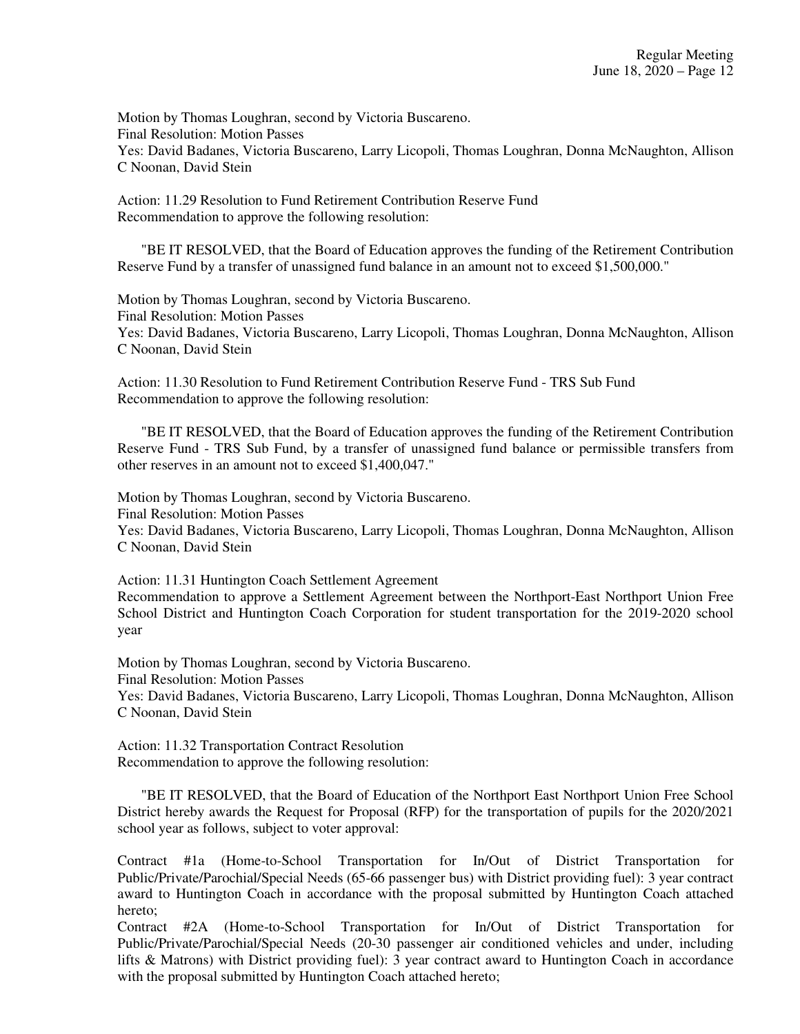Motion by Thomas Loughran, second by Victoria Buscareno.
Final Resolution: Motion Passes
Yes: David Badanes, Victoria Buscareno, Larry Licopoli, Thomas Loughran, Donna McNaughton, Allison C Noonan, David Stein

Action: 11.29 Resolution to Fund Retirement Contribution Reserve Fund
Recommendation to approve the following resolution:

"BE IT RESOLVED, that the Board of Education approves the funding of the Retirement Contribution Reserve Fund by a transfer of unassigned fund balance in an amount not to exceed $1,500,000."

Motion by Thomas Loughran, second by Victoria Buscareno.
Final Resolution: Motion Passes
Yes: David Badanes, Victoria Buscareno, Larry Licopoli, Thomas Loughran, Donna McNaughton, Allison C Noonan, David Stein

Action: 11.30 Resolution to Fund Retirement Contribution Reserve Fund - TRS Sub Fund
Recommendation to approve the following resolution:

"BE IT RESOLVED, that the Board of Education approves the funding of the Retirement Contribution Reserve Fund - TRS Sub Fund, by a transfer of unassigned fund balance or permissible transfers from other reserves in an amount not to exceed $1,400,047."

Motion by Thomas Loughran, second by Victoria Buscareno.
Final Resolution: Motion Passes
Yes: David Badanes, Victoria Buscareno, Larry Licopoli, Thomas Loughran, Donna McNaughton, Allison C Noonan, David Stein

Action: 11.31 Huntington Coach Settlement Agreement
Recommendation to approve a Settlement Agreement between the Northport-East Northport Union Free School District and Huntington Coach Corporation for student transportation for the 2019-2020 school year

Motion by Thomas Loughran, second by Victoria Buscareno.
Final Resolution: Motion Passes
Yes: David Badanes, Victoria Buscareno, Larry Licopoli, Thomas Loughran, Donna McNaughton, Allison C Noonan, David Stein

Action: 11.32 Transportation Contract Resolution
Recommendation to approve the following resolution:

"BE IT RESOLVED, that the Board of Education of the Northport East Northport Union Free School District hereby awards the Request for Proposal (RFP) for the transportation of pupils for the 2020/2021 school year as follows, subject to voter approval:

Contract #1a (Home-to-School Transportation for In/Out of District Transportation for Public/Private/Parochial/Special Needs (65-66 passenger bus) with District providing fuel): 3 year contract award to Huntington Coach in accordance with the proposal submitted by Huntington Coach attached hereto;
Contract #2A (Home-to-School Transportation for In/Out of District Transportation for Public/Private/Parochial/Special Needs (20-30 passenger air conditioned vehicles and under, including lifts & Matrons) with District providing fuel): 3 year contract award to Huntington Coach in accordance with the proposal submitted by Huntington Coach attached hereto;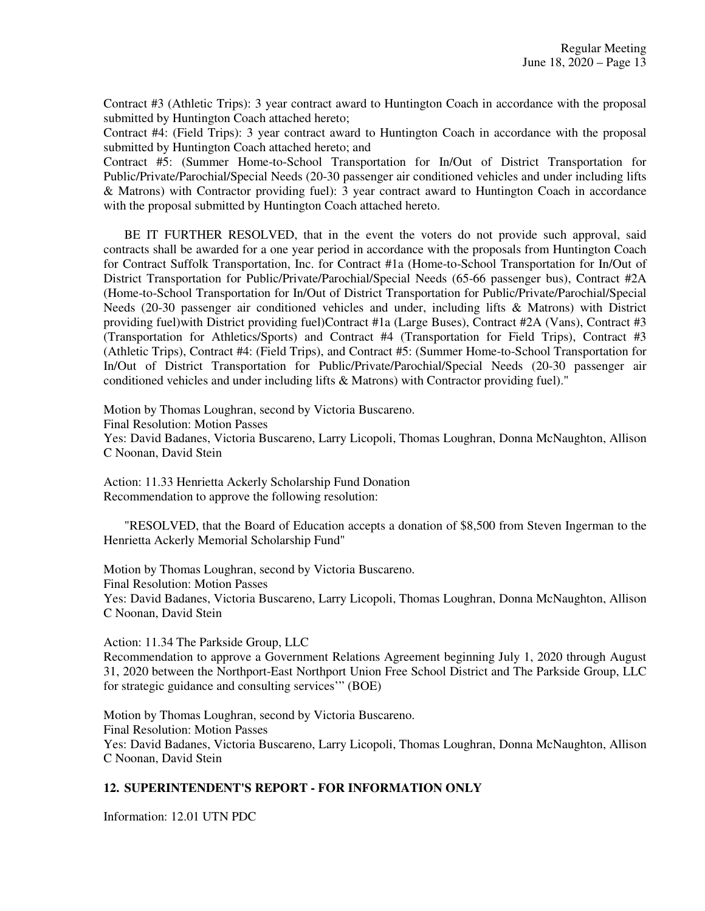Contract #3 (Athletic Trips): 3 year contract award to Huntington Coach in accordance with the proposal submitted by Huntington Coach attached hereto;

Contract #4: (Field Trips): 3 year contract award to Huntington Coach in accordance with the proposal submitted by Huntington Coach attached hereto; and

Contract #5: (Summer Home-to-School Transportation for In/Out of District Transportation for Public/Private/Parochial/Special Needs (20-30 passenger air conditioned vehicles and under including lifts & Matrons) with Contractor providing fuel): 3 year contract award to Huntington Coach in accordance with the proposal submitted by Huntington Coach attached hereto.

BE IT FURTHER RESOLVED, that in the event the voters do not provide such approval, said contracts shall be awarded for a one year period in accordance with the proposals from Huntington Coach for Contract Suffolk Transportation, Inc. for Contract #1a (Home-to-School Transportation for In/Out of District Transportation for Public/Private/Parochial/Special Needs (65-66 passenger bus), Contract #2A (Home-to-School Transportation for In/Out of District Transportation for Public/Private/Parochial/Special Needs (20-30 passenger air conditioned vehicles and under, including lifts & Matrons) with District providing fuel)with District providing fuel)Contract #1a (Large Buses), Contract #2A (Vans), Contract #3 (Transportation for Athletics/Sports) and Contract #4 (Transportation for Field Trips), Contract #3 (Athletic Trips), Contract #4: (Field Trips), and Contract #5: (Summer Home-to-School Transportation for In/Out of District Transportation for Public/Private/Parochial/Special Needs (20-30 passenger air conditioned vehicles and under including lifts & Matrons) with Contractor providing fuel)."

Motion by Thomas Loughran, second by Victoria Buscareno.
Final Resolution: Motion Passes
Yes: David Badanes, Victoria Buscareno, Larry Licopoli, Thomas Loughran, Donna McNaughton, Allison C Noonan, David Stein

Action: 11.33 Henrietta Ackerly Scholarship Fund Donation
Recommendation to approve the following resolution:

"RESOLVED, that the Board of Education accepts a donation of $8,500 from Steven Ingerman to the Henrietta Ackerly Memorial Scholarship Fund"

Motion by Thomas Loughran, second by Victoria Buscareno.
Final Resolution: Motion Passes
Yes: David Badanes, Victoria Buscareno, Larry Licopoli, Thomas Loughran, Donna McNaughton, Allison C Noonan, David Stein

Action: 11.34 The Parkside Group, LLC
Recommendation to approve a Government Relations Agreement beginning July 1, 2020 through August 31, 2020 between the Northport-East Northport Union Free School District and The Parkside Group, LLC for strategic guidance and consulting services'" (BOE)

Motion by Thomas Loughran, second by Victoria Buscareno.
Final Resolution: Motion Passes
Yes: David Badanes, Victoria Buscareno, Larry Licopoli, Thomas Loughran, Donna McNaughton, Allison C Noonan, David Stein

## 12. SUPERINTENDENT'S REPORT - FOR INFORMATION ONLY

Information: 12.01 UTN PDC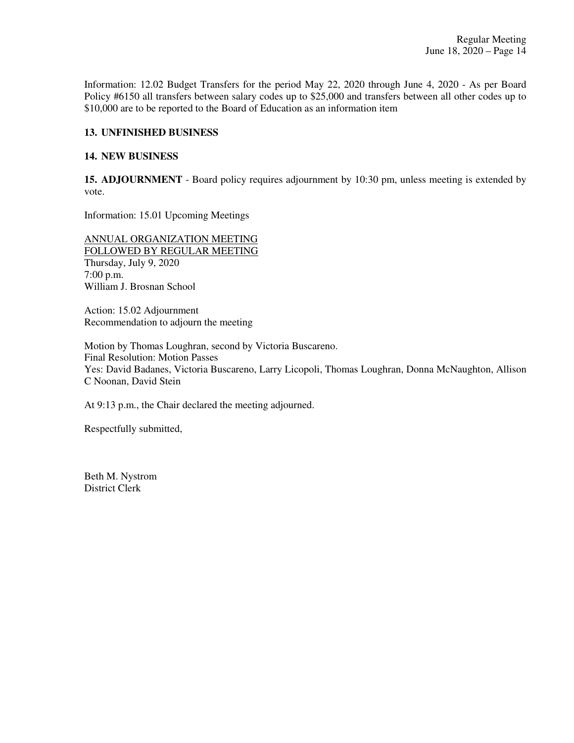Information: 12.02 Budget Transfers for the period May 22, 2020 through June 4, 2020 - As per Board Policy #6150 all transfers between salary codes up to $25,000 and transfers between all other codes up to $10,000 are to be reported to the Board of Education as an information item

**13. UNFINISHED BUSINESS**

**14. NEW BUSINESS**

**15. ADJOURNMENT** - Board policy requires adjournment by 10:30 pm, unless meeting is extended by vote.

Information: 15.01 Upcoming Meetings

<u>ANNUAL ORGANIZATION MEETING</u>
<u>FOLLOWED BY REGULAR MEETING</u>
Thursday, July 9, 2020
7:00 p.m.
William J. Brosnan School

Action: 15.02 Adjournment
Recommendation to adjourn the meeting

Motion by Thomas Loughran, second by Victoria Buscareno.
Final Resolution: Motion Passes
Yes: David Badanes, Victoria Buscareno, Larry Licopoli, Thomas Loughran, Donna McNaughton, Allison C Noonan, David Stein

At 9:13 p.m., the Chair declared the meeting adjourned.

Respectfully submitted,

Beth M. Nystrom
District Clerk